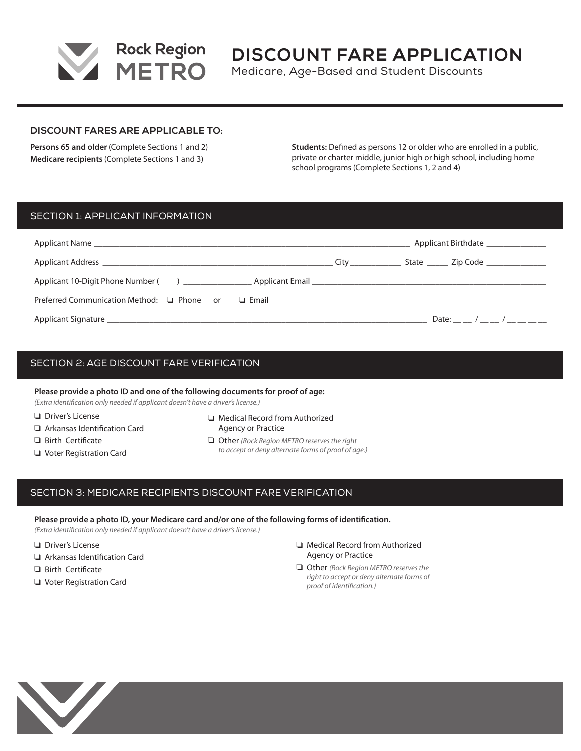Rock Region METRO

# DISCOUNT FARE APPLICATION

Medicare, Age-Based and Student Discounts

## DISCOUNT FARES ARE APPLICABLE TO:

**Persons 65 and older** (Complete Sections 1 and 2)
**Medicare recipients** (Complete Sections 1 and 3)

**Students:** Defined as persons 12 or older who are enrolled in a public, private or charter middle, junior high or high school, including home school programs (Complete Sections 1, 2 and 4)

## SECTION 1: APPLICANT INFORMATION

Applicant Name ______________________________ Applicant Birthdate ______________

Applicant Address ______________________________ City ____________ State _____ Zip Code ______________

Applicant 10-Digit Phone Number (    ) ________________ Applicant Email ______________________________

Preferred Communication Method: ❏ Phone or ❏ Email

Applicant Signature ______________________________ Date: __ __ / __ __ / __ __ __ __

## SECTION 2: AGE DISCOUNT FARE VERIFICATION

**Please provide a photo ID and one of the following documents for proof of age:**
*(Extra identification only needed if applicant doesn't have a driver's license.)*

- ❏ Driver's License
- ❏ Arkansas Identification Card
- ❏ Birth Certificate
- ❏ Voter Registration Card
- ❏ Medical Record from Authorized Agency or Practice
- ❏ Other *(Rock Region METRO reserves the right to accept or deny alternate forms of proof of age.)*

## SECTION 3: MEDICARE RECIPIENTS DISCOUNT FARE VERIFICATION

**Please provide a photo ID, your Medicare card and/or one of the following forms of identification.**
*(Extra identification only needed if applicant doesn't have a driver's license.)*

- ❏ Driver's License
- ❏ Arkansas Identification Card
- ❏ Birth Certificate
- ❏ Voter Registration Card
- ❏ Medical Record from Authorized Agency or Practice
- ❏ Other *(Rock Region METRO reserves the right to accept or deny alternate forms of proof of identification.)*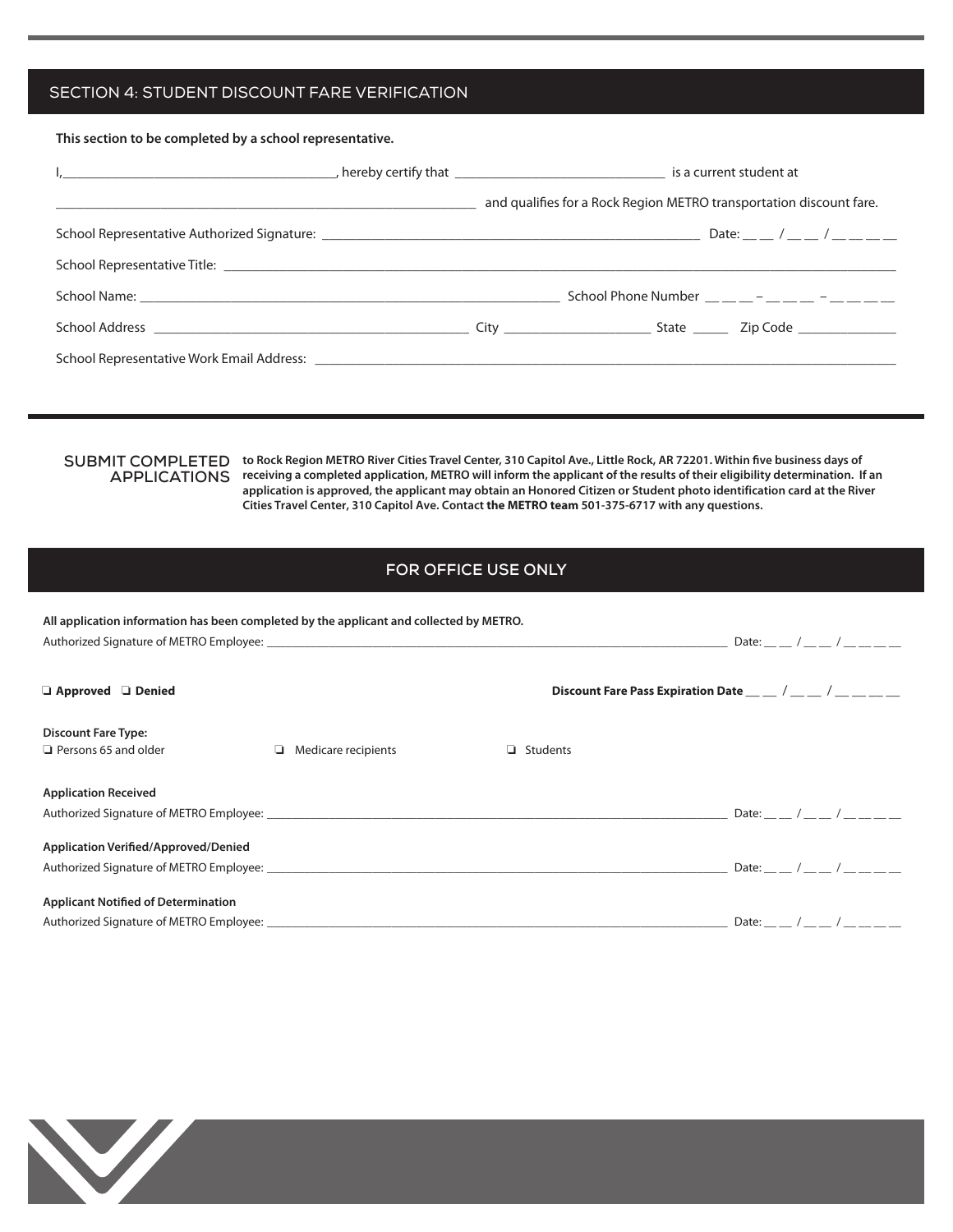## SECTION 4: STUDENT DISCOUNT FARE VERIFICATION

**This section to be completed by a school representative.**

I,______________________________________, hereby certify that ______________________________ is a current student at

______________________________________________________________ and qualifies for a Rock Region METRO transportation discount fare.

School Representative Authorized Signature: ______________________________________________________ Date: __ __ / __ __ / __ __ __ __

School Representative Title: ______________________________________________________________________________________________

School Name: _____________________________________________________________ School Phone Number __ __ __ – __ __ __ – __ __ __ __

School Address ____________________________________________ City ____________________ State _____ Zip Code ______________

School Representative Work Email Address: ____________________________________________________________________________________

**SUBMIT COMPLETED APPLICATIONS** **to Rock Region METRO River Cities Travel Center, 310 Capitol Ave., Little Rock, AR 72201. Within five business days of receiving a completed application, METRO will inform the applicant of the results of their eligibility determination. If an application is approved, the applicant may obtain an Honored Citizen or Student photo identification card at the River Cities Travel Center, 310 Capitol Ave. Contact the METRO team 501-375-6717 with any questions.**

## FOR OFFICE USE ONLY

**All application information has been completed by the applicant and collected by METRO.**

Authorized Signature of METRO Employee: ____________________________________________________________________________ Date: __ __ / __ __ / __ __ __ __

❑ **Approved** ❑ **Denied**

**Discount Fare Pass Expiration Date** __ __ / __ __ / __ __ __ __

**Discount Fare Type:**

❑ Persons 65 and older ❑ Medicare recipients ❑ Students

**Application Received**

Authorized Signature of METRO Employee: ____________________________________________________________________________ Date: __ __ / __ __ / __ __ __ __

**Application Verified/Approved/Denied**

Authorized Signature of METRO Employee: ____________________________________________________________________________ Date: __ __ / __ __ / __ __ __ __

**Applicant Notified of Determination**

Authorized Signature of METRO Employee: ____________________________________________________________________________ Date: __ __ / __ __ / __ __ __ __